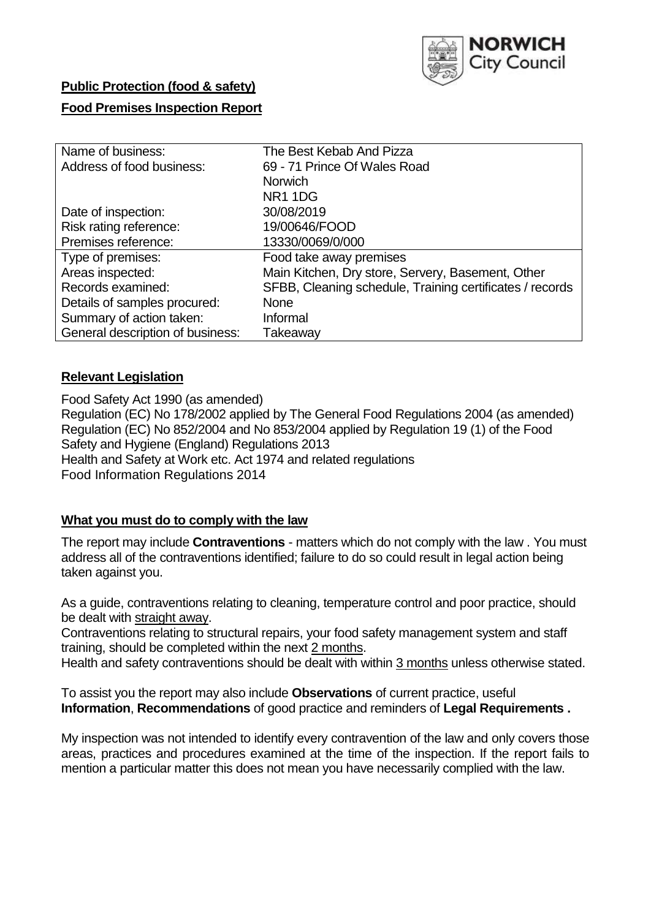**Public Protection (food & safety)**

**Food Premises Inspection Report**

| Name of business: | The Best Kebab And Pizza |
|---|---|
| Address of food business: | 69 - 71 Prince Of Wales Road<br>Norwich<br>NR1 1DG |
| Date of inspection: | 30/08/2019 |
| Risk rating reference: | 19/00646/FOOD |
| Premises reference: | 13330/0069/0/000 |
| Type of premises: | Food take away premises |
| Areas inspected: | Main Kitchen, Dry store, Servery, Basement, Other |
| Records examined: | SFBB, Cleaning schedule, Training certificates / records |
| Details of samples procured: | None |
| Summary of action taken: | Informal |
| General description of business: | Takeaway |

## Relevant Legislation

Food Safety Act 1990 (as amended)
Regulation (EC) No 178/2002 applied by The General Food Regulations 2004 (as amended)
Regulation (EC) No 852/2004 and No 853/2004 applied by Regulation 19 (1) of the Food Safety and Hygiene (England) Regulations 2013
Health and Safety at Work etc. Act 1974 and related regulations
Food Information Regulations 2014

## What you must do to comply with the law

The report may include **Contraventions** - matters which do not comply with the law . You must address all of the contraventions identified; failure to do so could result in legal action being taken against you.

As a guide, contraventions relating to cleaning, temperature control and poor practice, should be dealt with straight away.

Contraventions relating to structural repairs, your food safety management system and staff training, should be completed within the next 2 months.

Health and safety contraventions should be dealt with within 3 months unless otherwise stated.

To assist you the report may also include **Observations** of current practice, useful **Information**, **Recommendations** of good practice and reminders of **Legal Requirements .**

My inspection was not intended to identify every contravention of the law and only covers those areas, practices and procedures examined at the time of the inspection. If the report fails to mention a particular matter this does not mean you have necessarily complied with the law.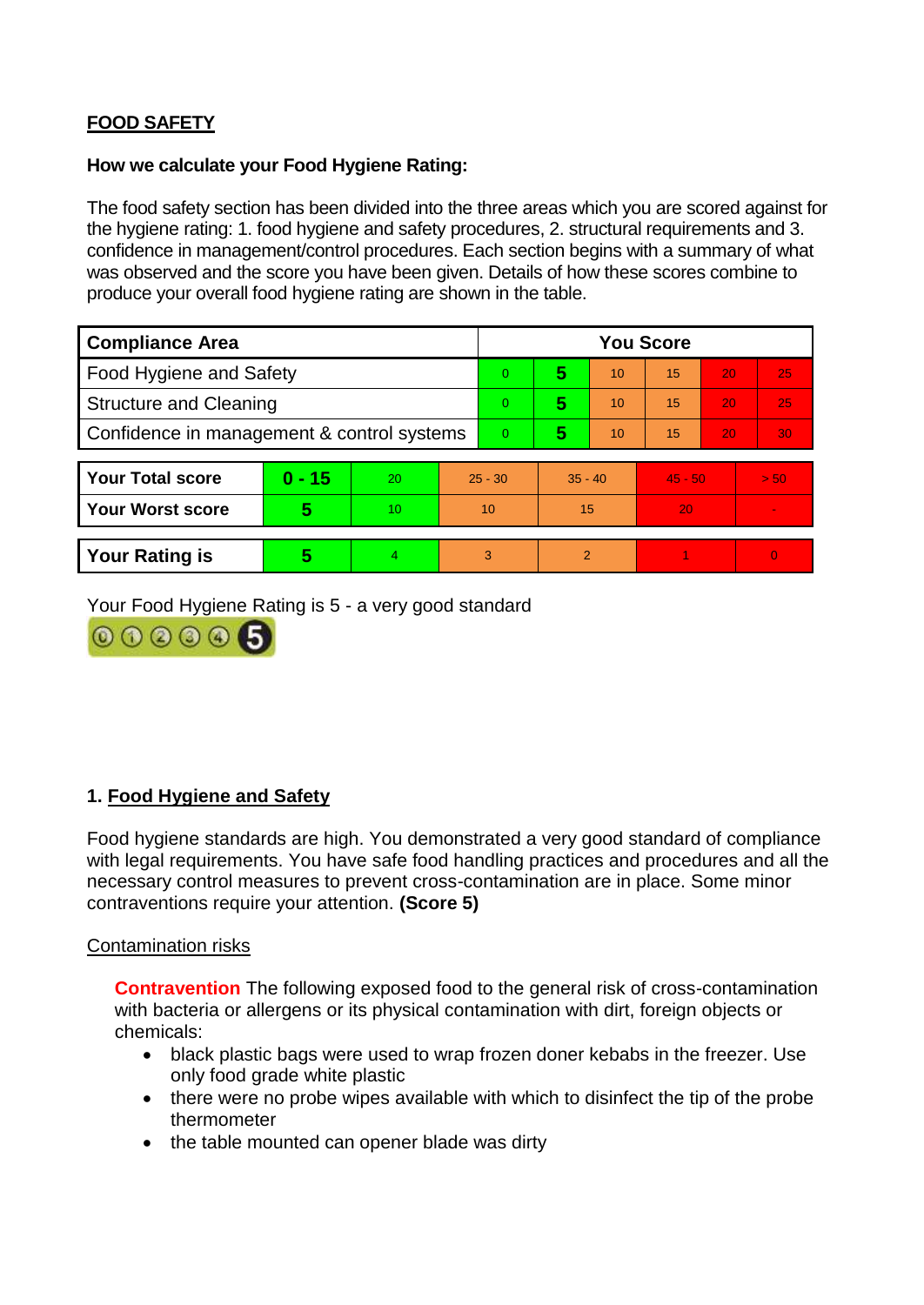## FOOD SAFETY

**How we calculate your Food Hygiene Rating:**

The food safety section has been divided into the three areas which you are scored against for the hygiene rating: 1. food hygiene and safety procedures, 2. structural requirements and 3. confidence in management/control procedures. Each section begins with a summary of what was observed and the score you have been given. Details of how these scores combine to produce your overall food hygiene rating are shown in the table.

| Compliance Area | You Score | | | | | |
|---|---|---|---|---|---|---|
| Food Hygiene and Safety | 0 | **5** | 10 | 15 | 20 | 25 |
| Structure and Cleaning | 0 | **5** | 10 | 15 | 20 | 25 |
| Confidence in management & control systems | 0 | **5** | 10 | 15 | 20 | 30 |

| | | | | | | |
|---|---|---|---|---|---|---|
| **Your Total score** | **0 - 15** | 20 | 25 - 30 | 35 - 40 | 45 - 50 | > 50 |
| **Your Worst score** | **5** | 10 | 10 | 15 | 20 | - |
| **Your Rating is** | **5** | 4 | 3 | 2 | 1 | 0 |

Your Food Hygiene Rating is 5 - a very good standard

## 1. Food Hygiene and Safety

Food hygiene standards are high. You demonstrated a very good standard of compliance with legal requirements. You have safe food handling practices and procedures and all the necessary control measures to prevent cross-contamination are in place. Some minor contraventions require your attention. **(Score 5)**

### Contamination risks

**Contravention** The following exposed food to the general risk of cross-contamination with bacteria or allergens or its physical contamination with dirt, foreign objects or chemicals:

- black plastic bags were used to wrap frozen doner kebabs in the freezer. Use only food grade white plastic
- there were no probe wipes available with which to disinfect the tip of the probe thermometer
- the table mounted can opener blade was dirty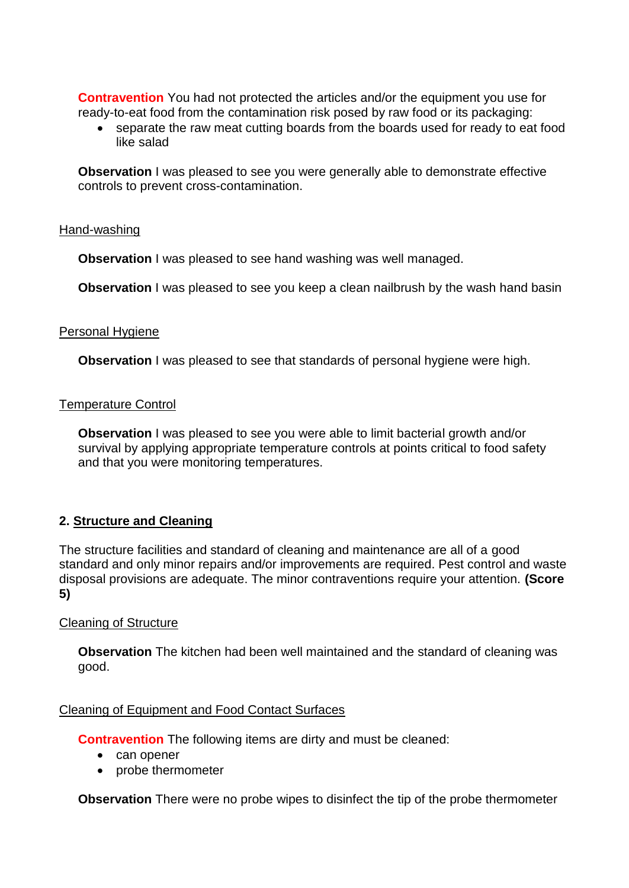**Contravention** You had not protected the articles and/or the equipment you use for ready-to-eat food from the contamination risk posed by raw food or its packaging:

- separate the raw meat cutting boards from the boards used for ready to eat food like salad

**Observation** I was pleased to see you were generally able to demonstrate effective controls to prevent cross-contamination.

Hand-washing

**Observation** I was pleased to see hand washing was well managed.

**Observation** I was pleased to see you keep a clean nailbrush by the wash hand basin

Personal Hygiene

**Observation** I was pleased to see that standards of personal hygiene were high.

Temperature Control

**Observation** I was pleased to see you were able to limit bacterial growth and/or survival by applying appropriate temperature controls at points critical to food safety and that you were monitoring temperatures.

## 2. Structure and Cleaning

The structure facilities and standard of cleaning and maintenance are all of a good standard and only minor repairs and/or improvements are required. Pest control and waste disposal provisions are adequate. The minor contraventions require your attention. **(Score 5)**

Cleaning of Structure

**Observation** The kitchen had been well maintained and the standard of cleaning was good.

Cleaning of Equipment and Food Contact Surfaces

**Contravention** The following items are dirty and must be cleaned:

- can opener
- probe thermometer

**Observation** There were no probe wipes to disinfect the tip of the probe thermometer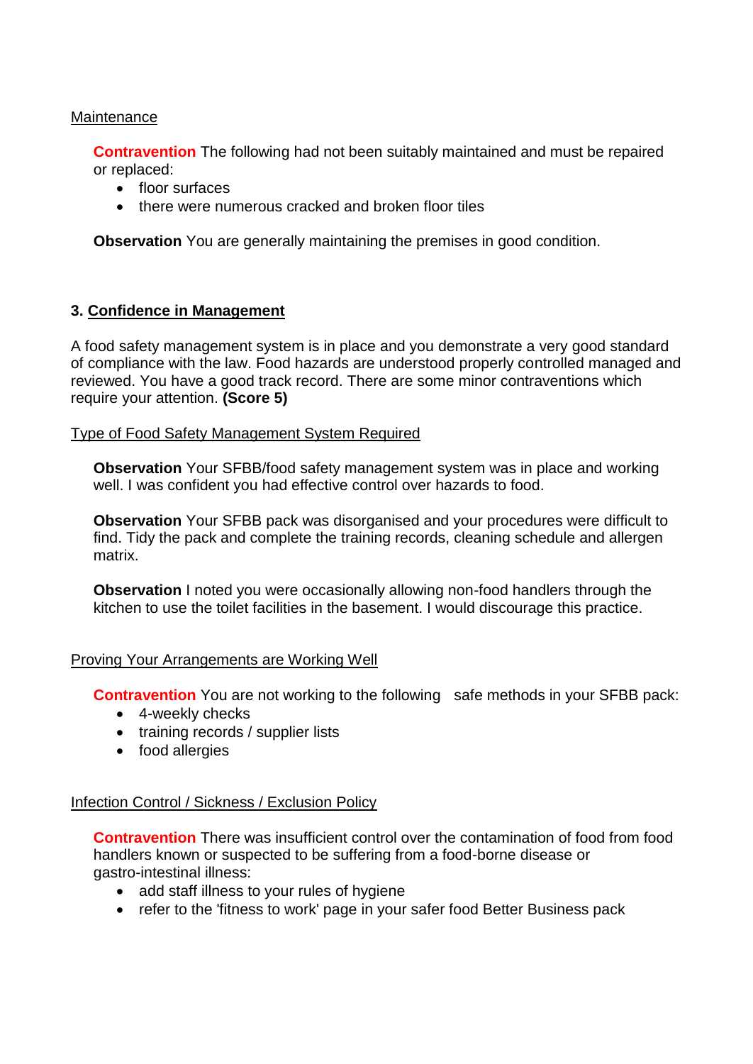Maintenance

**Contravention** The following had not been suitably maintained and must be repaired or replaced:

- floor surfaces
- there were numerous cracked and broken floor tiles

**Observation** You are generally maintaining the premises in good condition.

## 3. Confidence in Management

A food safety management system is in place and you demonstrate a very good standard of compliance with the law. Food hazards are understood properly controlled managed and reviewed. You have a good track record. There are some minor contraventions which require your attention. **(Score 5)**

Type of Food Safety Management System Required

**Observation** Your SFBB/food safety management system was in place and working well. I was confident you had effective control over hazards to food.

**Observation** Your SFBB pack was disorganised and your procedures were difficult to find. Tidy the pack and complete the training records, cleaning schedule and allergen matrix.

**Observation** I noted you were occasionally allowing non-food handlers through the kitchen to use the toilet facilities in the basement. I would discourage this practice.

Proving Your Arrangements are Working Well

**Contravention** You are not working to the following safe methods in your SFBB pack:

- 4-weekly checks
- training records / supplier lists
- food allergies

Infection Control / Sickness / Exclusion Policy

**Contravention** There was insufficient control over the contamination of food from food handlers known or suspected to be suffering from a food-borne disease or gastro-intestinal illness:

- add staff illness to your rules of hygiene
- refer to the 'fitness to work' page in your safer food Better Business pack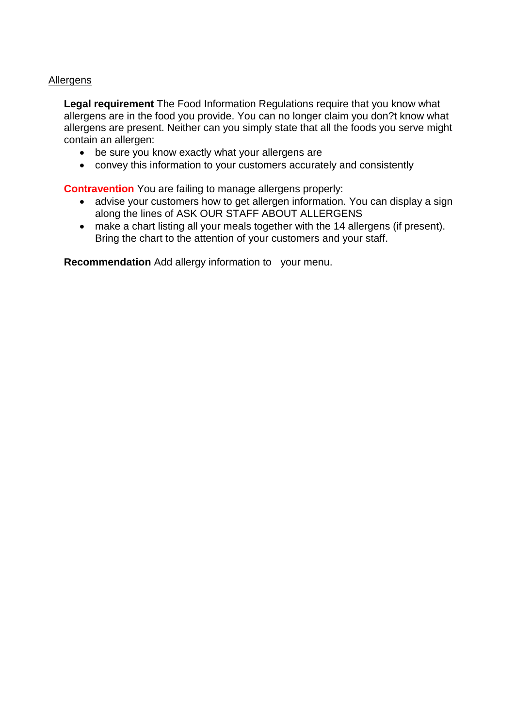Allergens

**Legal requirement** The Food Information Regulations require that you know what allergens are in the food you provide. You can no longer claim you don?t know what allergens are present. Neither can you simply state that all the foods you serve might contain an allergen:

- be sure you know exactly what your allergens are
- convey this information to your customers accurately and consistently

**Contravention** You are failing to manage allergens properly:

- advise your customers how to get allergen information. You can display a sign along the lines of ASK OUR STAFF ABOUT ALLERGENS
- make a chart listing all your meals together with the 14 allergens (if present). Bring the chart to the attention of your customers and your staff.

**Recommendation** Add allergy information to your menu.